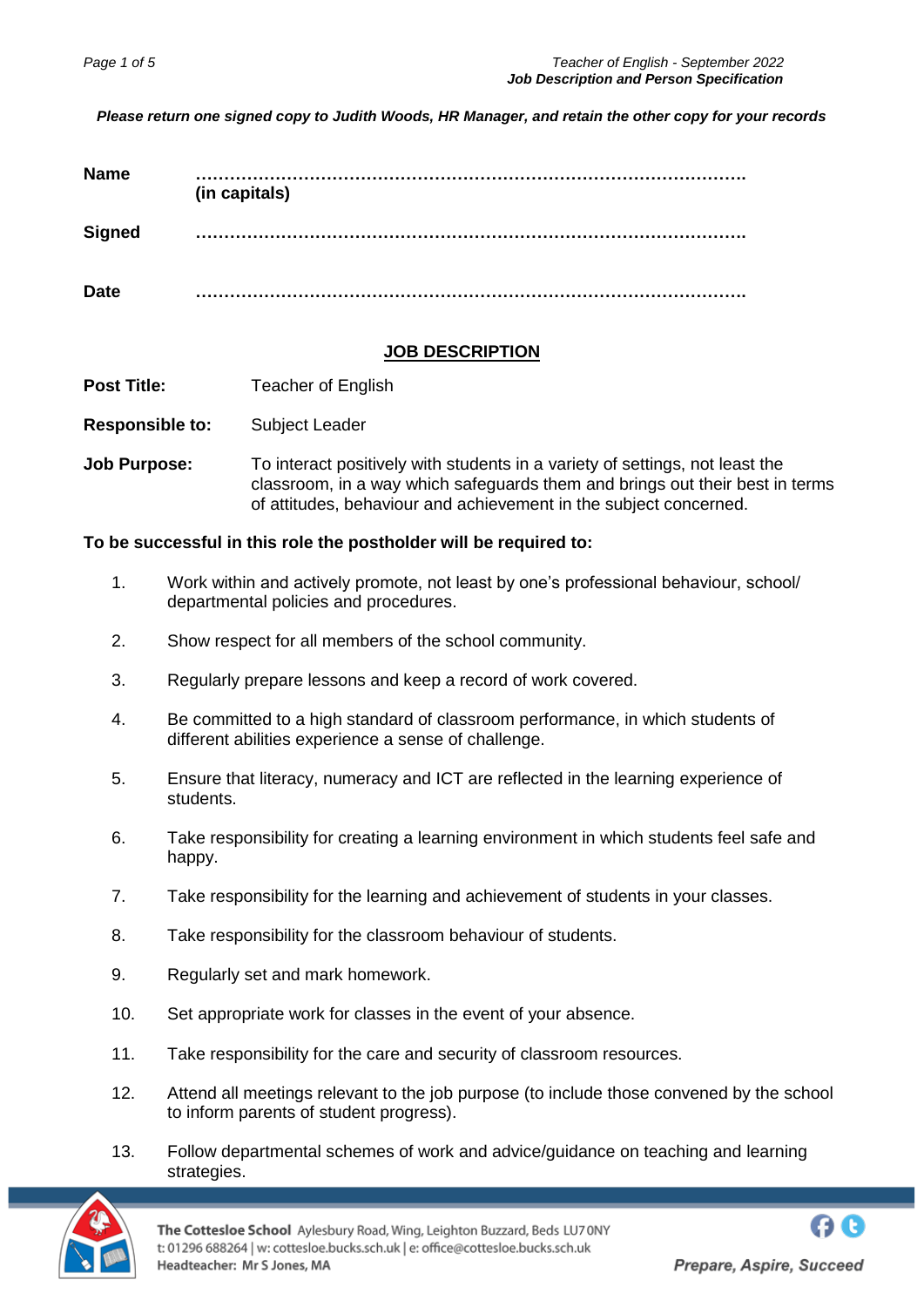*Please return one signed copy to Judith Woods, HR Manager, and retain the other copy for your records*

**Name** ……………………………………………………………………………………….
**(in capitals)**

**Signed** ……………………………………………………………………………………….

**Date** ……………………………………………………………………………………….

## JOB DESCRIPTION

**Post Title:** Teacher of English

**Responsible to:** Subject Leader

**Job Purpose:** To interact positively with students in a variety of settings, not least the classroom, in a way which safeguards them and brings out their best in terms of attitudes, behaviour and achievement in the subject concerned.

**To be successful in this role the postholder will be required to:**

1. Work within and actively promote, not least by one's professional behaviour, school/ departmental policies and procedures.
2. Show respect for all members of the school community.
3. Regularly prepare lessons and keep a record of work covered.
4. Be committed to a high standard of classroom performance, in which students of different abilities experience a sense of challenge.
5. Ensure that literacy, numeracy and ICT are reflected in the learning experience of students.
6. Take responsibility for creating a learning environment in which students feel safe and happy.
7. Take responsibility for the learning and achievement of students in your classes.
8. Take responsibility for the classroom behaviour of students.
9. Regularly set and mark homework.
10. Set appropriate work for classes in the event of your absence.
11. Take responsibility for the care and security of classroom resources.
12. Attend all meetings relevant to the job purpose (to include those convened by the school to inform parents of student progress).
13. Follow departmental schemes of work and advice/guidance on teaching and learning strategies.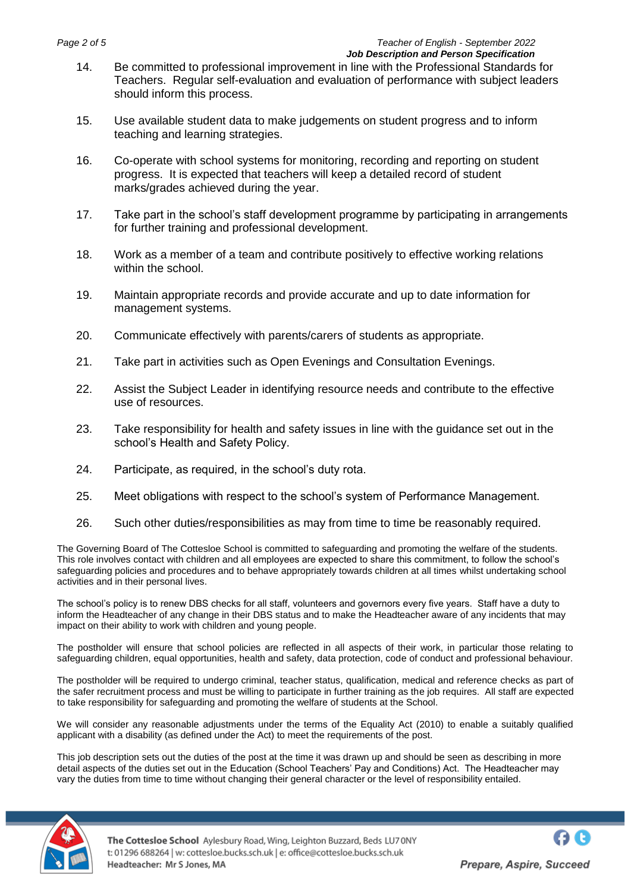14. Be committed to professional improvement in line with the Professional Standards for Teachers. Regular self-evaluation and evaluation of performance with subject leaders should inform this process.

15. Use available student data to make judgements on student progress and to inform teaching and learning strategies.

16. Co-operate with school systems for monitoring, recording and reporting on student progress. It is expected that teachers will keep a detailed record of student marks/grades achieved during the year.

17. Take part in the school's staff development programme by participating in arrangements for further training and professional development.

18. Work as a member of a team and contribute positively to effective working relations within the school.

19. Maintain appropriate records and provide accurate and up to date information for management systems.

20. Communicate effectively with parents/carers of students as appropriate.

21. Take part in activities such as Open Evenings and Consultation Evenings.

22. Assist the Subject Leader in identifying resource needs and contribute to the effective use of resources.

23. Take responsibility for health and safety issues in line with the guidance set out in the school's Health and Safety Policy.

24. Participate, as required, in the school's duty rota.

25. Meet obligations with respect to the school's system of Performance Management.

26. Such other duties/responsibilities as may from time to time be reasonably required.

The Governing Board of The Cottesloe School is committed to safeguarding and promoting the welfare of the students. This role involves contact with children and all employees are expected to share this commitment, to follow the school's safeguarding policies and procedures and to behave appropriately towards children at all times whilst undertaking school activities and in their personal lives.

The school's policy is to renew DBS checks for all staff, volunteers and governors every five years. Staff have a duty to inform the Headteacher of any change in their DBS status and to make the Headteacher aware of any incidents that may impact on their ability to work with children and young people.

The postholder will ensure that school policies are reflected in all aspects of their work, in particular those relating to safeguarding children, equal opportunities, health and safety, data protection, code of conduct and professional behaviour.

The postholder will be required to undergo criminal, teacher status, qualification, medical and reference checks as part of the safer recruitment process and must be willing to participate in further training as the job requires. All staff are expected to take responsibility for safeguarding and promoting the welfare of students at the School.

We will consider any reasonable adjustments under the terms of the Equality Act (2010) to enable a suitably qualified applicant with a disability (as defined under the Act) to meet the requirements of the post.

This job description sets out the duties of the post at the time it was drawn up and should be seen as describing in more detail aspects of the duties set out in the Education (School Teachers' Pay and Conditions) Act. The Headteacher may vary the duties from time to time without changing their general character or the level of responsibility entailed.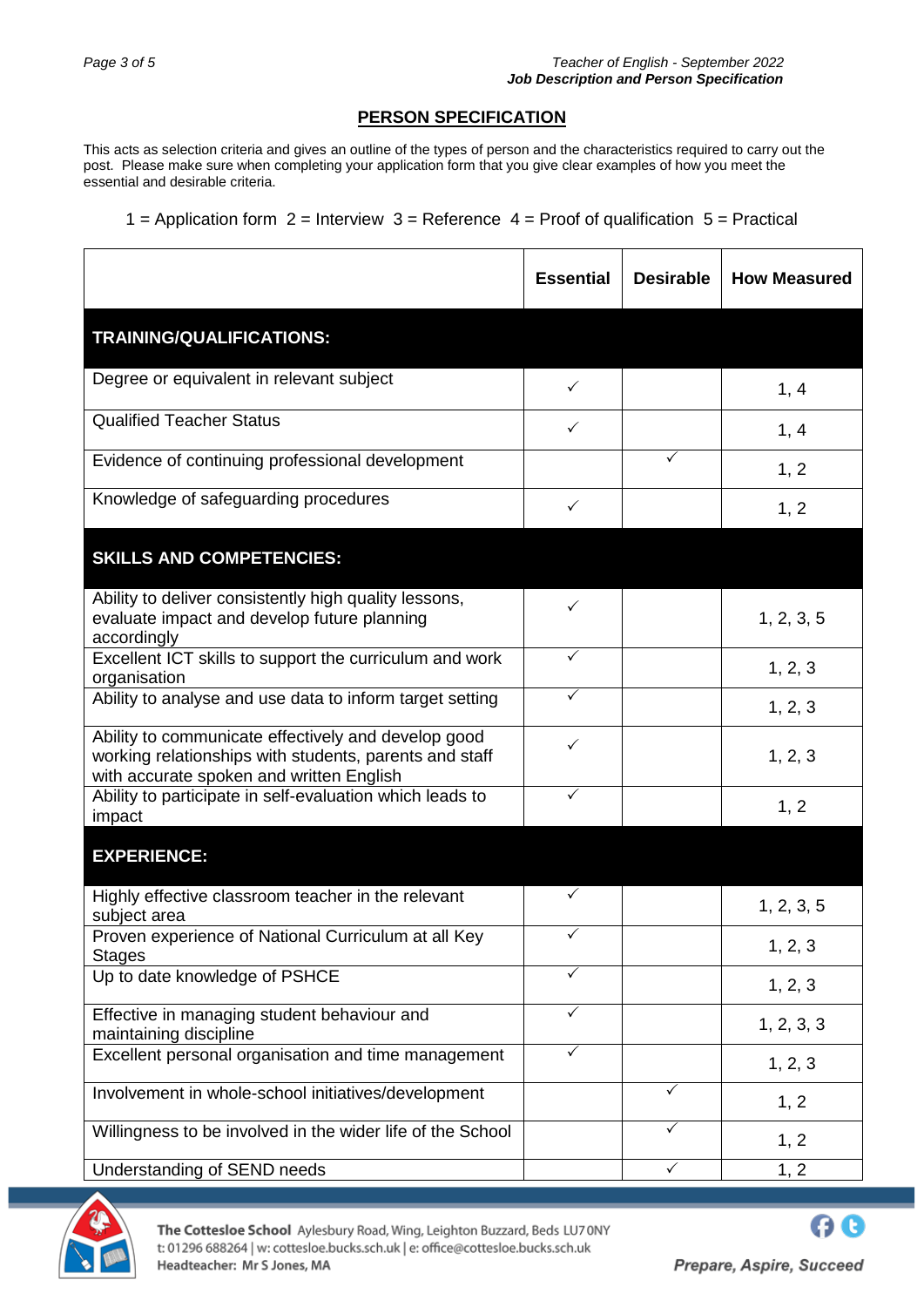## PERSON SPECIFICATION

This acts as selection criteria and gives an outline of the types of person and the characteristics required to carry out the post. Please make sure when completing your application form that you give clear examples of how you meet the essential and desirable criteria.

1 = Application form 2 = Interview 3 = Reference 4 = Proof of qualification 5 = Practical

| | Essential | Desirable | How Measured |
|---|---|---|---|
| **TRAINING/QUALIFICATIONS:** | | | |
| Degree or equivalent in relevant subject | ✓ | | 1, 4 |
| Qualified Teacher Status | ✓ | | 1, 4 |
| Evidence of continuing professional development | | ✓ | 1, 2 |
| Knowledge of safeguarding procedures | ✓ | | 1, 2 |
| **SKILLS AND COMPETENCIES:** | | | |
| Ability to deliver consistently high quality lessons, evaluate impact and develop future planning accordingly | ✓ | | 1, 2, 3, 5 |
| Excellent ICT skills to support the curriculum and work organisation | ✓ | | 1, 2, 3 |
| Ability to analyse and use data to inform target setting | ✓ | | 1, 2, 3 |
| Ability to communicate effectively and develop good working relationships with students, parents and staff with accurate spoken and written English | ✓ | | 1, 2, 3 |
| Ability to participate in self-evaluation which leads to impact | ✓ | | 1, 2 |
| **EXPERIENCE:** | | | |
| Highly effective classroom teacher in the relevant subject area | ✓ | | 1, 2, 3, 5 |
| Proven experience of National Curriculum at all Key Stages | ✓ | | 1, 2, 3 |
| Up to date knowledge of PSHCE | ✓ | | 1, 2, 3 |
| Effective in managing student behaviour and maintaining discipline | ✓ | | 1, 2, 3, 3 |
| Excellent personal organisation and time management | ✓ | | 1, 2, 3 |
| Involvement in whole-school initiatives/development | | ✓ | 1, 2 |
| Willingness to be involved in the wider life of the School | | ✓ | 1, 2 |
| Understanding of SEND needs | | ✓ | 1, 2 |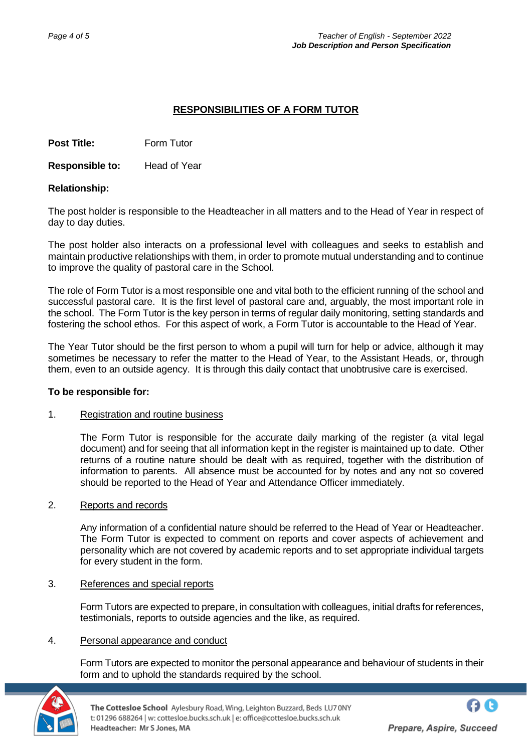## RESPONSIBILITIES OF A FORM TUTOR

**Post Title:** Form Tutor

**Responsible to:** Head of Year

**Relationship:**

The post holder is responsible to the Headteacher in all matters and to the Head of Year in respect of day to day duties.

The post holder also interacts on a professional level with colleagues and seeks to establish and maintain productive relationships with them, in order to promote mutual understanding and to continue to improve the quality of pastoral care in the School.

The role of Form Tutor is a most responsible one and vital both to the efficient running of the school and successful pastoral care. It is the first level of pastoral care and, arguably, the most important role in the school. The Form Tutor is the key person in terms of regular daily monitoring, setting standards and fostering the school ethos. For this aspect of work, a Form Tutor is accountable to the Head of Year.

The Year Tutor should be the first person to whom a pupil will turn for help or advice, although it may sometimes be necessary to refer the matter to the Head of Year, to the Assistant Heads, or, through them, even to an outside agency. It is through this daily contact that unobtrusive care is exercised.

**To be responsible for:**

1. Registration and routine business

   The Form Tutor is responsible for the accurate daily marking of the register (a vital legal document) and for seeing that all information kept in the register is maintained up to date. Other returns of a routine nature should be dealt with as required, together with the distribution of information to parents. All absence must be accounted for by notes and any not so covered should be reported to the Head of Year and Attendance Officer immediately.

2. Reports and records

   Any information of a confidential nature should be referred to the Head of Year or Headteacher. The Form Tutor is expected to comment on reports and cover aspects of achievement and personality which are not covered by academic reports and to set appropriate individual targets for every student in the form.

3. References and special reports

   Form Tutors are expected to prepare, in consultation with colleagues, initial drafts for references, testimonials, reports to outside agencies and the like, as required.

4. Personal appearance and conduct

   Form Tutors are expected to monitor the personal appearance and behaviour of students in their form and to uphold the standards required by the school.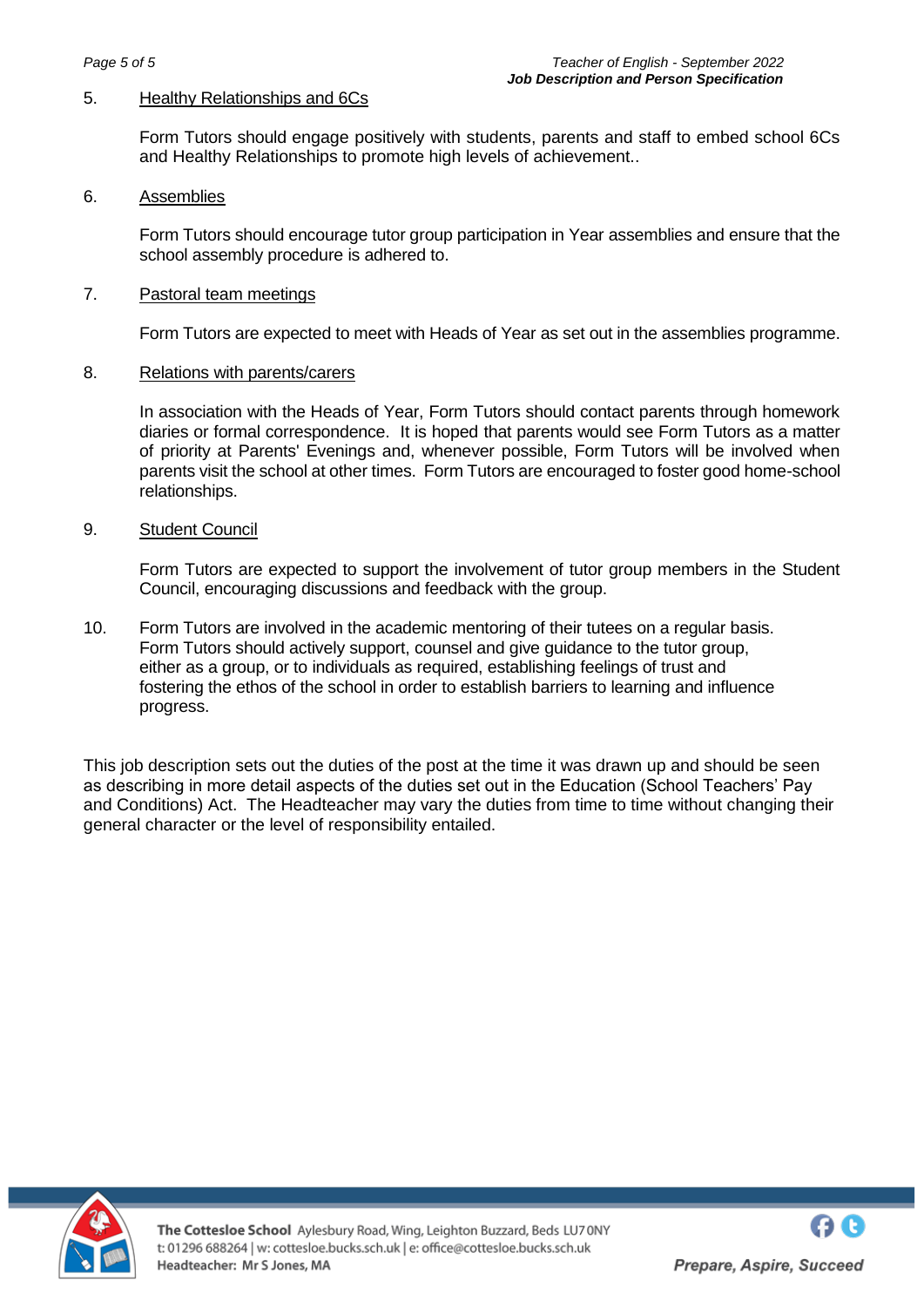5. Healthy Relationships and 6Cs

   Form Tutors should engage positively with students, parents and staff to embed school 6Cs and Healthy Relationships to promote high levels of achievement..

6. Assemblies

   Form Tutors should encourage tutor group participation in Year assemblies and ensure that the school assembly procedure is adhered to.

7. Pastoral team meetings

   Form Tutors are expected to meet with Heads of Year as set out in the assemblies programme.

8. Relations with parents/carers

   In association with the Heads of Year, Form Tutors should contact parents through homework diaries or formal correspondence. It is hoped that parents would see Form Tutors as a matter of priority at Parents' Evenings and, whenever possible, Form Tutors will be involved when parents visit the school at other times. Form Tutors are encouraged to foster good home-school relationships.

9. Student Council

   Form Tutors are expected to support the involvement of tutor group members in the Student Council, encouraging discussions and feedback with the group.

10. Form Tutors are involved in the academic mentoring of their tutees on a regular basis. Form Tutors should actively support, counsel and give guidance to the tutor group, either as a group, or to individuals as required, establishing feelings of trust and fostering the ethos of the school in order to establish barriers to learning and influence progress.

This job description sets out the duties of the post at the time it was drawn up and should be seen as describing in more detail aspects of the duties set out in the Education (School Teachers' Pay and Conditions) Act. The Headteacher may vary the duties from time to time without changing their general character or the level of responsibility entailed.